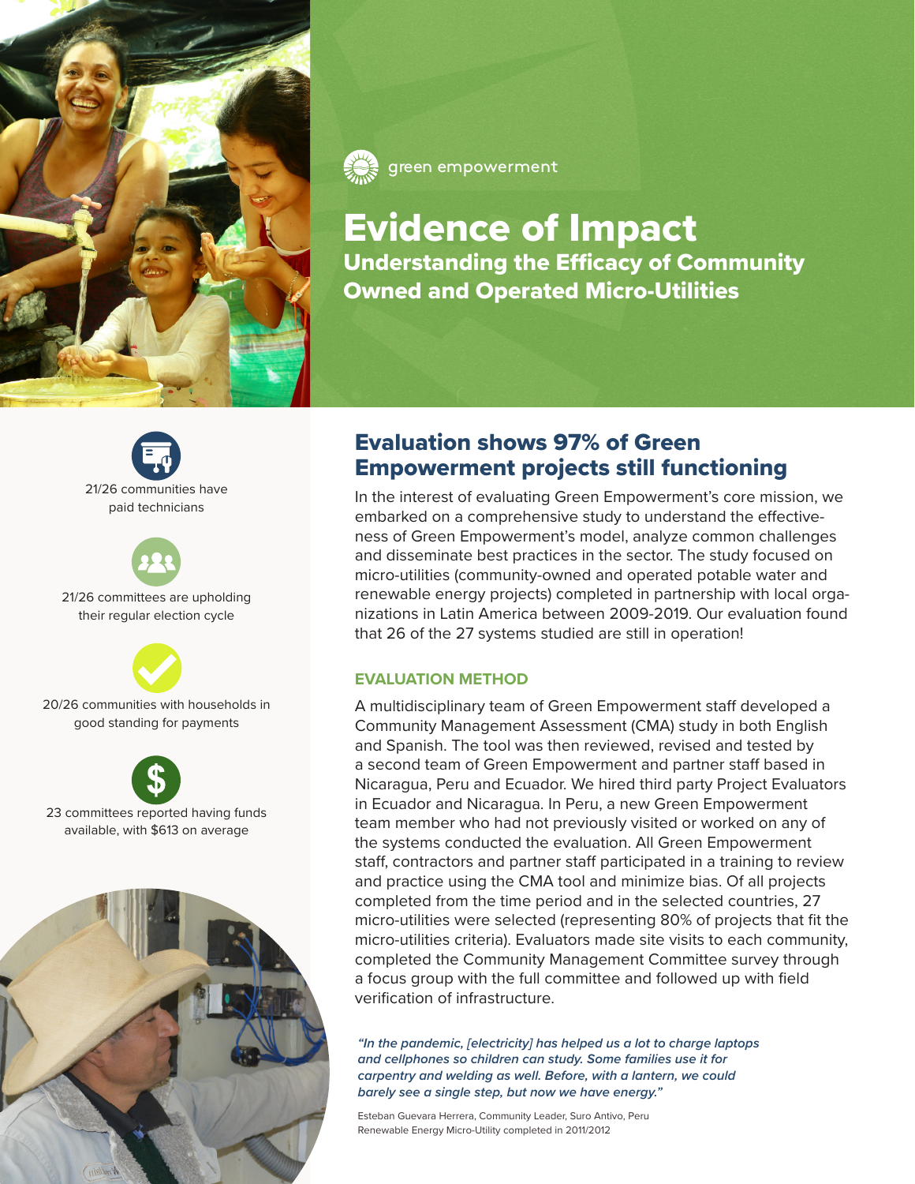green empowerment

# Evidence of Impact

## Understanding the Efficacy of Community Owned and Operated Micro-Utilities

21/26 communities have paid technicians

21/26 committees are upholding their regular election cycle

20/26 communities with households in good standing for payments

23 committees reported having funds available, with $613 on average

## Evaluation shows 97% of Green Empowerment projects still functioning

In the interest of evaluating Green Empowerment's core mission, we embarked on a comprehensive study to understand the effectiveness of Green Empowerment's model, analyze common challenges and disseminate best practices in the sector. The study focused on micro-utilities (community-owned and operated potable water and renewable energy projects) completed in partnership with local organizations in Latin America between 2009-2019. Our evaluation found that 26 of the 27 systems studied are still in operation!

### EVALUATION METHOD

A multidisciplinary team of Green Empowerment staff developed a Community Management Assessment (CMA) study in both English and Spanish. The tool was then reviewed, revised and tested by a second team of Green Empowerment and partner staff based in Nicaragua, Peru and Ecuador. We hired third party Project Evaluators in Ecuador and Nicaragua. In Peru, a new Green Empowerment team member who had not previously visited or worked on any of the systems conducted the evaluation. All Green Empowerment staff, contractors and partner staff participated in a training to review and practice using the CMA tool and minimize bias. Of all projects completed from the time period and in the selected countries, 27 micro-utilities were selected (representing 80% of projects that fit the micro-utilities criteria). Evaluators made site visits to each community, completed the Community Management Committee survey through a focus group with the full committee and followed up with field verification of infrastructure.

***"In the pandemic, [electricity] has helped us a lot to charge laptops and cellphones so children can study. Some families use it for carpentry and welding as well. Before, with a lantern, we could barely see a single step, but now we have energy."***

Esteban Guevara Herrera, Community Leader, Suro Antivo, Peru
Renewable Energy Micro-Utility completed in 2011/2012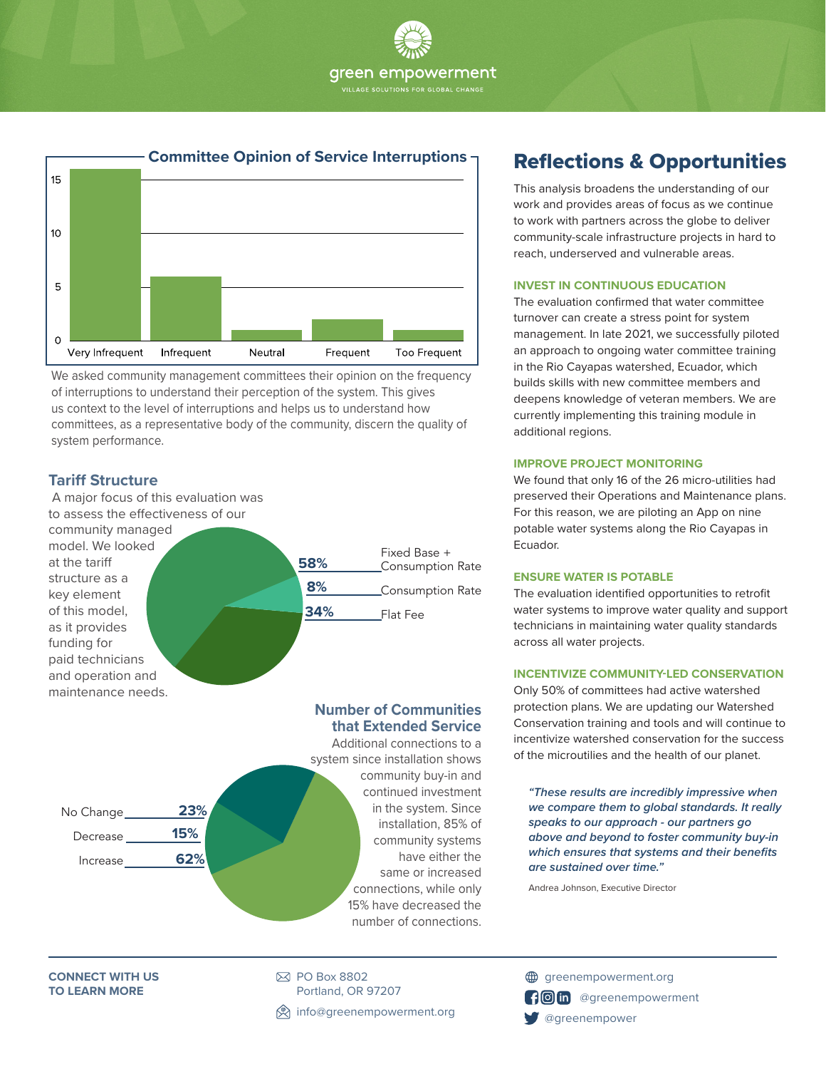green empowerment

VILLAGE SOLUTIONS FOR GLOBAL CHANGE

## Committee Opinion of Service Interruptions

15

10

5

0

Very Infrequent

Infrequent

Neutral

Frequent

Too Frequent

We asked community management committees their opinion on the frequency of interruptions to understand their perception of the system. This gives us context to the level of interruptions and helps us to understand how committees, as a representative body of the community, discern the quality of system performance.

## Tariff Structure

A major focus of this evaluation was to assess the effectiveness of our community managed model. We looked at the tariff structure as a key element of this model, as it provides funding for paid technicians and operation and maintenance needs.

58% Fixed Base + Consumption Rate

8% Consumption Rate

34% Flat Fee

## Number of Communities that Extended Service

Additional connections to a system since installation shows community buy-in and continued investment in the system. Since installation, 85% of community systems have either the same or increased connections, while only 15% have decreased the number of connections.

No Change 23%

Decrease 15%

Increase 62%

# Reflections & Opportunities

This analysis broadens the understanding of our work and provides areas of focus as we continue to work with partners across the globe to deliver community-scale infrastructure projects in hard to reach, underserved and vulnerable areas.

### INVEST IN CONTINUOUS EDUCATION

The evaluation confirmed that water committee turnover can create a stress point for system management. In late 2021, we successfully piloted an approach to ongoing water committee training in the Rio Cayapas watershed, Ecuador, which builds skills with new committee members and deepens knowledge of veteran members. We are currently implementing this training module in additional regions.

### IMPROVE PROJECT MONITORING

We found that only 16 of the 26 micro-utilities had preserved their Operations and Maintenance plans. For this reason, we are piloting an App on nine potable water systems along the Rio Cayapas in Ecuador.

### ENSURE WATER IS POTABLE

The evaluation identified opportunities to retrofit water systems to improve water quality and support technicians in maintaining water quality standards across all water projects.

### INCENTIVIZE COMMUNITY-LED CONSERVATION

Only 50% of committees had active watershed protection plans. We are updating our Watershed Conservation training and tools and will continue to incentivize watershed conservation for the success of the microutilies and the health of our planet.

> ***"These results are incredibly impressive when we compare them to global standards. It really speaks to our approach - our partners go above and beyond to foster community buy-in which ensures that systems and their benefits are sustained over time."***
>
> Andrea Johnson, Executive Director

**CONNECT WITH US TO LEARN MORE**

PO Box 8802
Portland, OR 97207

info@greenempowerment.org

greenempowerment.org

@greenempowerment

@greenempower